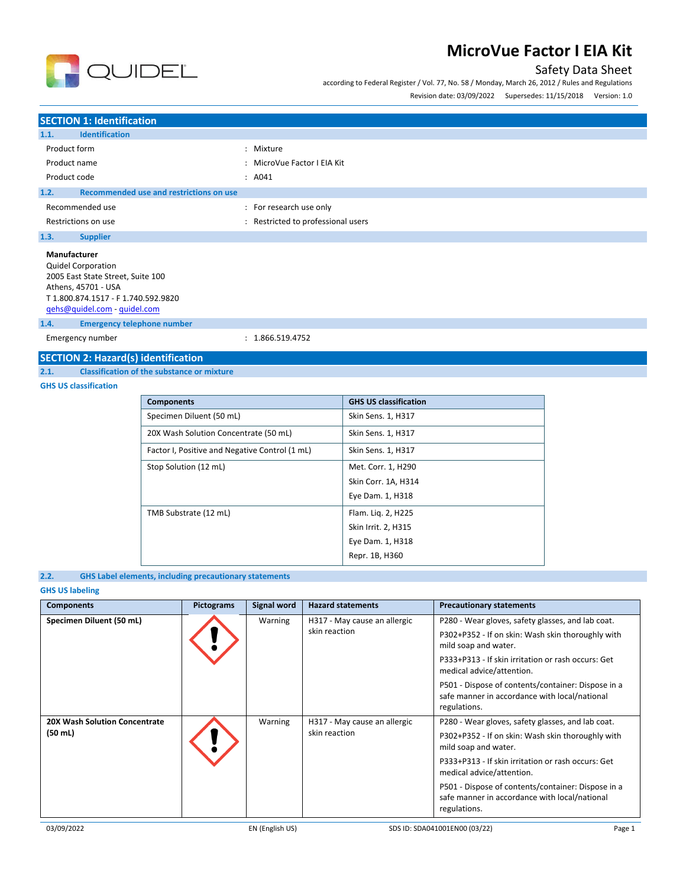# MicroVue Factor I EIA Kit

Safety Data Sheet

according to Federal Register / Vol. 77, No. 58 / Monday, March 26, 2012 / Rules and Regulations

Revision date: 03/09/2022 Supersedes: 11/15/2018 Version: 1.0

## SECTION 1: Identification

### 1.1. Identification

Product form : Mixture

Product name : MicroVue Factor I EIA Kit

Product code : A041

### 1.2. Recommended use and restrictions on use

Recommended use : For research use only

Restrictions on use : Restricted to professional users

### 1.3. Supplier

**Manufacturer**
Quidel Corporation
2005 East State Street, Suite 100
Athens, 45701 - USA
T 1.800.874.1517 - F 1.740.592.9820
qehs@quidel.com - quidel.com

### 1.4. Emergency telephone number

Emergency number : 1.866.519.4752

## SECTION 2: Hazard(s) identification

### 2.1. Classification of the substance or mixture

**GHS US classification**

| Components | GHS US classification |
|---|---|
| Specimen Diluent (50 mL) | Skin Sens. 1, H317 |
| 20X Wash Solution Concentrate (50 mL) | Skin Sens. 1, H317 |
| Factor I, Positive and Negative Control (1 mL) | Skin Sens. 1, H317 |
| Stop Solution (12 mL) | Met. Corr. 1, H290<br>Skin Corr. 1A, H314<br>Eye Dam. 1, H318 |
| TMB Substrate (12 mL) | Flam. Liq. 2, H225<br>Skin Irrit. 2, H315<br>Eye Dam. 1, H318<br>Repr. 1B, H360 |

### 2.2. GHS Label elements, including precautionary statements

**GHS US labeling**

| Components | Pictograms | Signal word | Hazard statements | Precautionary statements |
|---|---|---|---|---|
| **Specimen Diluent (50 mL)** | GHS07 | Warning | H317 - May cause an allergic skin reaction | P280 - Wear gloves, safety glasses, and lab coat.<br>P302+P352 - If on skin: Wash skin thoroughly with mild soap and water.<br>P333+P313 - If skin irritation or rash occurs: Get medical advice/attention.<br>P501 - Dispose of contents/container: Dispose in a safe manner in accordance with local/national regulations. |
| **20X Wash Solution Concentrate (50 mL)** | GHS07 | Warning | H317 - May cause an allergic skin reaction | P280 - Wear gloves, safety glasses, and lab coat.<br>P302+P352 - If on skin: Wash skin thoroughly with mild soap and water.<br>P333+P313 - If skin irritation or rash occurs: Get medical advice/attention.<br>P501 - Dispose of contents/container: Dispose in a safe manner in accordance with local/national regulations. |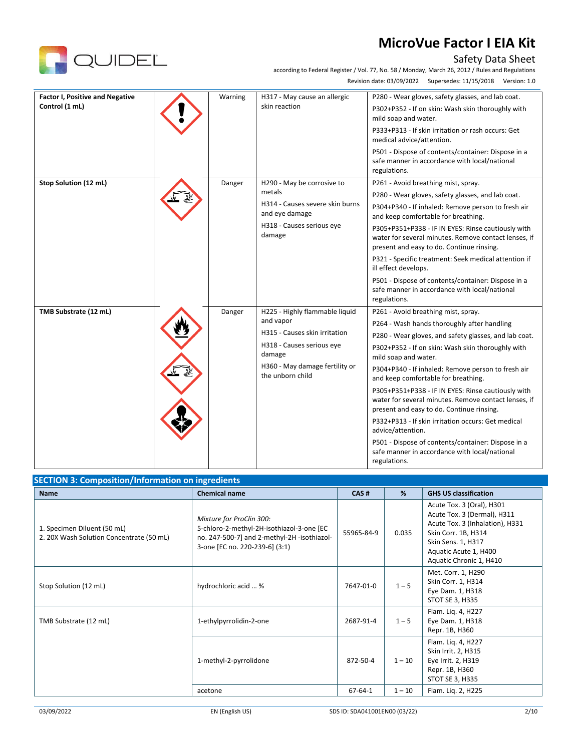| Factor I, Positive and Negative Control (1 mL) | | Warning | H317 - May cause an allergic skin reaction | P280 - Wear gloves, safety glasses, and lab coat.<br>P302+P352 - If on skin: Wash skin thoroughly with mild soap and water.<br>P333+P313 - If skin irritation or rash occurs: Get medical advice/attention.<br>P501 - Dispose of contents/container: Dispose in a safe manner in accordance with local/national regulations. |
|---|---|---|---|---|
| **Stop Solution (12 mL)** | | Danger | H290 - May be corrosive to metals<br>H314 - Causes severe skin burns and eye damage<br>H318 - Causes serious eye damage | P261 - Avoid breathing mist, spray.<br>P280 - Wear gloves, safety glasses, and lab coat.<br>P304+P340 - If inhaled: Remove person to fresh air and keep comfortable for breathing.<br>P305+P351+P338 - IF IN EYES: Rinse cautiously with water for several minutes. Remove contact lenses, if present and easy to do. Continue rinsing.<br>P321 - Specific treatment: Seek medical attention if ill effect develops.<br>P501 - Dispose of contents/container: Dispose in a safe manner in accordance with local/national regulations. |
| **TMB Substrate (12 mL)** | | Danger | H225 - Highly flammable liquid and vapor<br>H315 - Causes skin irritation<br>H318 - Causes serious eye damage<br>H360 - May damage fertility or the unborn child | P261 - Avoid breathing mist, spray.<br>P264 - Wash hands thoroughly after handling<br>P280 - Wear gloves, and safety glasses, and lab coat.<br>P302+P352 - If on skin: Wash skin thoroughly with mild soap and water.<br>P304+P340 - If inhaled: Remove person to fresh air and keep comfortable for breathing.<br>P305+P351+P338 - IF IN EYES: Rinse cautiously with water for several minutes. Remove contact lenses, if present and easy to do. Continue rinsing.<br>P332+P313 - If skin irritation occurs: Get medical advice/attention.<br>P501 - Dispose of contents/container: Dispose in a safe manner in accordance with local/national regulations. |

## SECTION 3: Composition/Information on ingredients

| Name | Chemical name | CAS # | % | GHS US classification |
|---|---|---|---|---|
| 1. Specimen Diluent (50 mL)<br>2. 20X Wash Solution Concentrate (50 mL) | *Mixture for ProClin 300:*<br>5-chloro-2-methyl-2H-isothiazol-3-one [EC no. 247-500-7] and 2-methyl-2H -isothiazol-3-one [EC no. 220-239-6] (3:1) | 55965-84-9 | 0.035 | Acute Tox. 3 (Oral), H301<br>Acute Tox. 3 (Dermal), H311<br>Acute Tox. 3 (Inhalation), H331<br>Skin Corr. 1B, H314<br>Skin Sens. 1, H317<br>Aquatic Acute 1, H400<br>Aquatic Chronic 1, H410 |
| Stop Solution (12 mL) | hydrochloric acid … % | 7647-01-0 | 1 – 5 | Met. Corr. 1, H290<br>Skin Corr. 1, H314<br>Eye Dam. 1, H318<br>STOT SE 3, H335 |
| TMB Substrate (12 mL) | 1-ethylpyrrolidin-2-one | 2687-91-4 | 1 – 5 | Flam. Liq. 4, H227<br>Eye Dam. 1, H318<br>Repr. 1B, H360 |
| | 1-methyl-2-pyrrolidone | 872-50-4 | 1 – 10 | Flam. Liq. 4, H227<br>Skin Irrit. 2, H315<br>Eye Irrit. 2, H319<br>Repr. 1B, H360<br>STOT SE 3, H335 |
| | acetone | 67-64-1 | 1 – 10 | Flam. Liq. 2, H225 |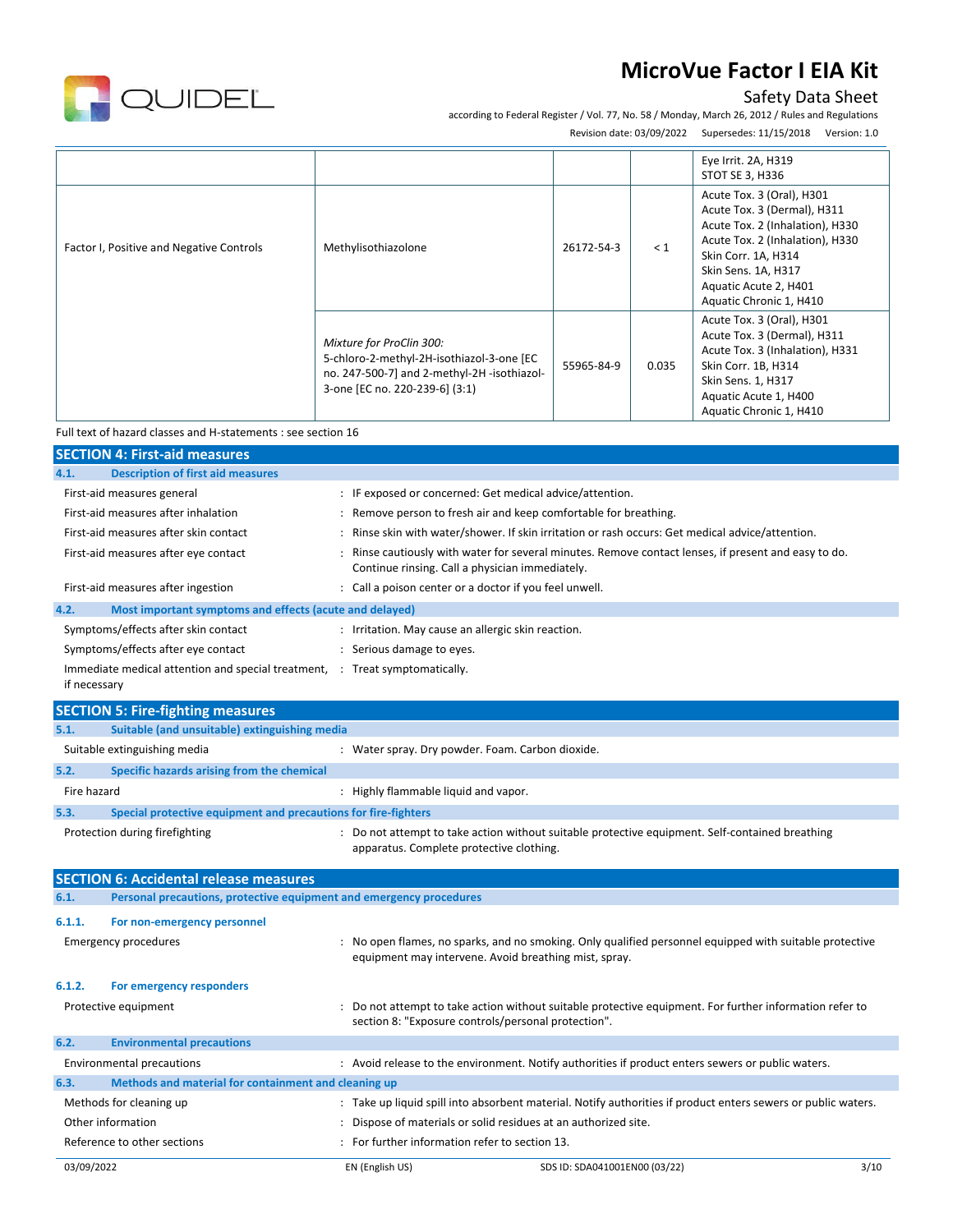| | | | | |
|---|---|---|---|---|
| | | | | Eye Irrit. 2A, H319<br>STOT SE 3, H336 |
| Factor I, Positive and Negative Controls | Methylisothiazolone | 26172-54-3 | < 1 | Acute Tox. 3 (Oral), H301<br>Acute Tox. 3 (Dermal), H311<br>Acute Tox. 2 (Inhalation), H330<br>Acute Tox. 2 (Inhalation), H330<br>Skin Corr. 1A, H314<br>Skin Sens. 1A, H317<br>Aquatic Acute 2, H401<br>Aquatic Chronic 1, H410 |
| | *Mixture for ProClin 300:*<br>5-chloro-2-methyl-2H-isothiazol-3-one [EC no. 247-500-7] and 2-methyl-2H -isothiazol-3-one [EC no. 220-239-6] (3:1) | 55965-84-9 | 0.035 | Acute Tox. 3 (Oral), H301<br>Acute Tox. 3 (Dermal), H311<br>Acute Tox. 3 (Inhalation), H331<br>Skin Corr. 1B, H314<br>Skin Sens. 1, H317<br>Aquatic Acute 1, H400<br>Aquatic Chronic 1, H410 |

Full text of hazard classes and H-statements : see section 16

## SECTION 4: First-aid measures

### 4.1. Description of first aid measures

| | |
|---|---|
| First-aid measures general | : IF exposed or concerned: Get medical advice/attention. |
| First-aid measures after inhalation | : Remove person to fresh air and keep comfortable for breathing. |
| First-aid measures after skin contact | : Rinse skin with water/shower. If skin irritation or rash occurs: Get medical advice/attention. |
| First-aid measures after eye contact | : Rinse cautiously with water for several minutes. Remove contact lenses, if present and easy to do. Continue rinsing. Call a physician immediately. |
| First-aid measures after ingestion | : Call a poison center or a doctor if you feel unwell. |

### 4.2. Most important symptoms and effects (acute and delayed)

| | |
|---|---|
| Symptoms/effects after skin contact | : Irritation. May cause an allergic skin reaction. |
| Symptoms/effects after eye contact | : Serious damage to eyes. |
| Immediate medical attention and special treatment, if necessary | : Treat symptomatically. |

## SECTION 5: Fire-fighting measures

### 5.1. Suitable (and unsuitable) extinguishing media

| | |
|---|---|
| Suitable extinguishing media | : Water spray. Dry powder. Foam. Carbon dioxide. |

### 5.2. Specific hazards arising from the chemical

| | |
|---|---|
| Fire hazard | : Highly flammable liquid and vapor. |

### 5.3. Special protective equipment and precautions for fire-fighters

| | |
|---|---|
| Protection during firefighting | : Do not attempt to take action without suitable protective equipment. Self-contained breathing apparatus. Complete protective clothing. |

## SECTION 6: Accidental release measures

### 6.1. Personal precautions, protective equipment and emergency procedures

#### 6.1.1. For non-emergency personnel

| | |
|---|---|
| Emergency procedures | : No open flames, no sparks, and no smoking. Only qualified personnel equipped with suitable protective equipment may intervene. Avoid breathing mist, spray. |

#### 6.1.2. For emergency responders

| | |
|---|---|
| Protective equipment | : Do not attempt to take action without suitable protective equipment. For further information refer to section 8: "Exposure controls/personal protection". |

### 6.2. Environmental precautions

| | |
|---|---|
| Environmental precautions | : Avoid release to the environment. Notify authorities if product enters sewers or public waters. |

### 6.3. Methods and material for containment and cleaning up

| | |
|---|---|
| Methods for cleaning up | : Take up liquid spill into absorbent material. Notify authorities if product enters sewers or public waters. |
| Other information | : Dispose of materials or solid residues at an authorized site. |
| Reference to other sections | : For further information refer to section 13. |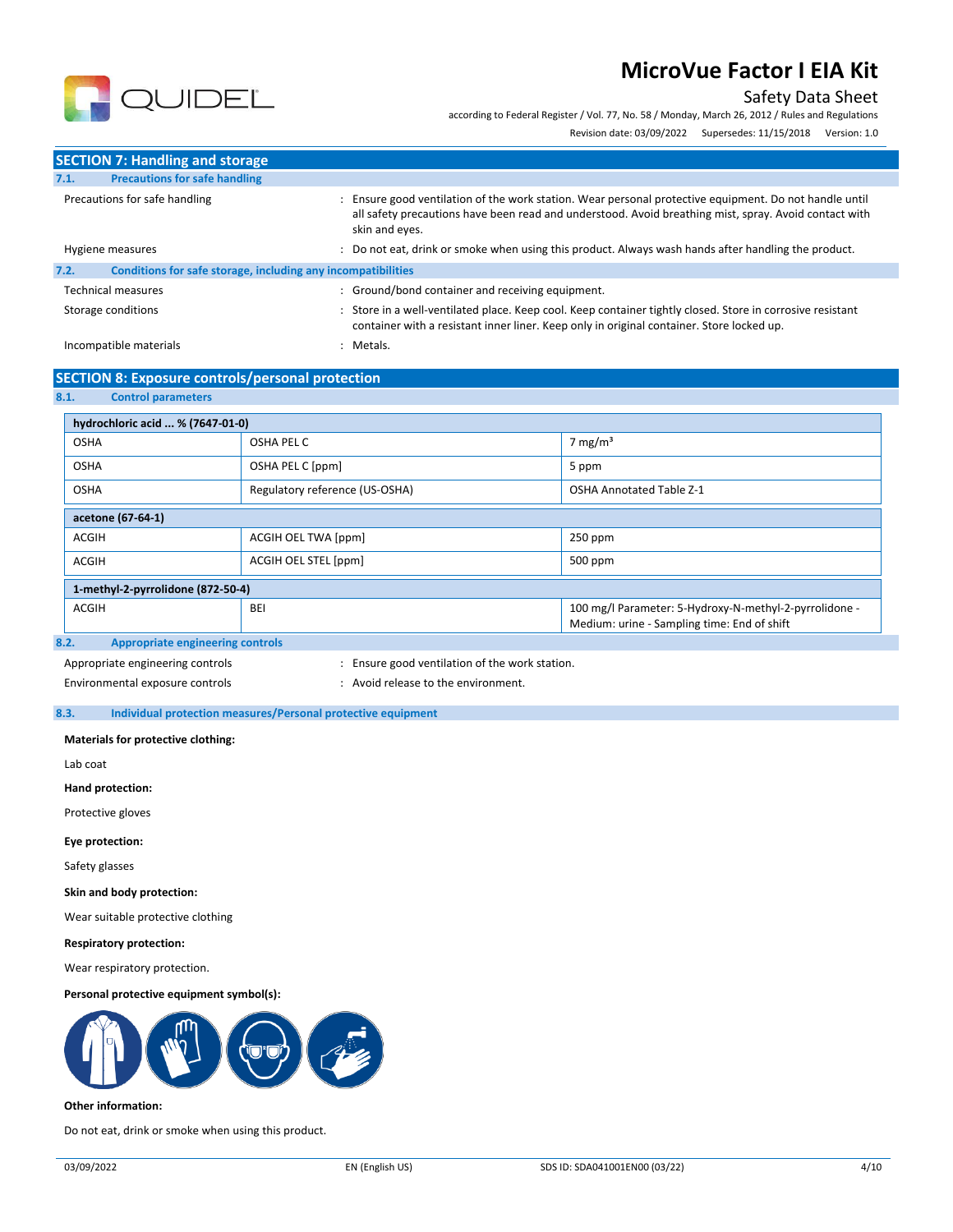## SECTION 7: Handling and storage

### 7.1. Precautions for safe handling

Precautions for safe handling : Ensure good ventilation of the work station. Wear personal protective equipment. Do not handle until all safety precautions have been read and understood. Avoid breathing mist, spray. Avoid contact with skin and eyes.

Hygiene measures : Do not eat, drink or smoke when using this product. Always wash hands after handling the product.

### 7.2. Conditions for safe storage, including any incompatibilities

Technical measures : Ground/bond container and receiving equipment.

Storage conditions : Store in a well-ventilated place. Keep cool. Keep container tightly closed. Store in corrosive resistant container with a resistant inner liner. Keep only in original container. Store locked up.

Incompatible materials : Metals.

## SECTION 8: Exposure controls/personal protection

### 8.1. Control parameters

| hydrochloric acid ... % (7647-01-0) | | |
|---|---|---|
| OSHA | OSHA PEL C | 7 mg/m³ |
| OSHA | OSHA PEL C [ppm] | 5 ppm |
| OSHA | Regulatory reference (US-OSHA) | OSHA Annotated Table Z-1 |

| acetone (67-64-1) | | |
|---|---|---|
| ACGIH | ACGIH OEL TWA [ppm] | 250 ppm |
| ACGIH | ACGIH OEL STEL [ppm] | 500 ppm |

| 1-methyl-2-pyrrolidone (872-50-4) | | |
|---|---|---|
| ACGIH | BEI | 100 mg/l Parameter: 5-Hydroxy-N-methyl-2-pyrrolidone - Medium: urine - Sampling time: End of shift |

### 8.2. Appropriate engineering controls

Appropriate engineering controls : Ensure good ventilation of the work station.

Environmental exposure controls : Avoid release to the environment.

### 8.3. Individual protection measures/Personal protective equipment

**Materials for protective clothing:**

Lab coat

**Hand protection:**

Protective gloves

**Eye protection:**

Safety glasses

**Skin and body protection:**

Wear suitable protective clothing

**Respiratory protection:**

Wear respiratory protection.

**Personal protective equipment symbol(s):**

**Other information:**

Do not eat, drink or smoke when using this product.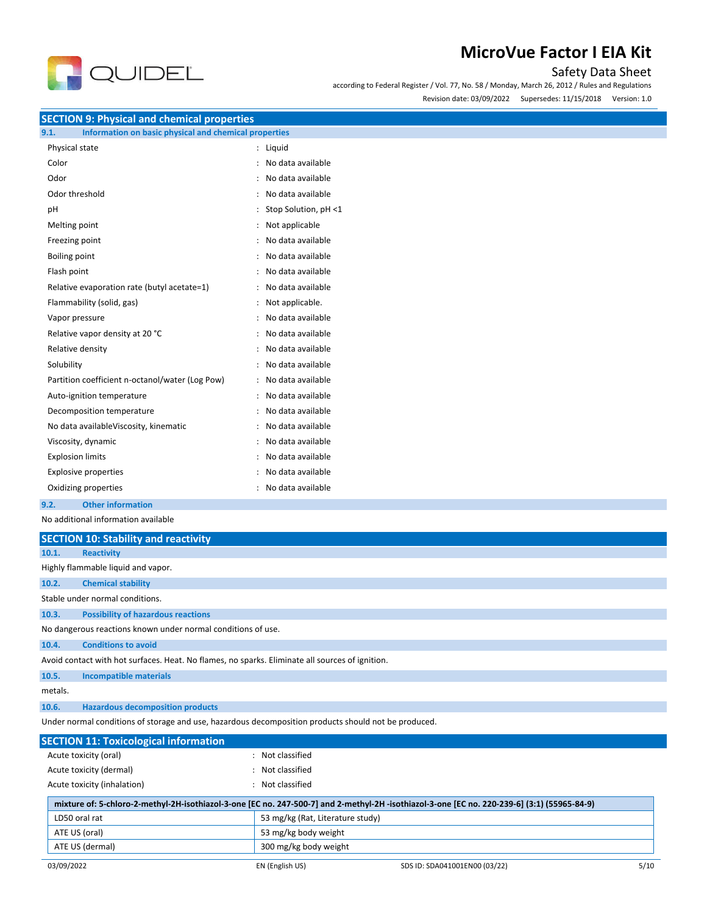## SECTION 9: Physical and chemical properties

### 9.1. Information on basic physical and chemical properties

| | | |
|---|---|---|
| Physical state | : | Liquid |
| Color | : | No data available |
| Odor | : | No data available |
| Odor threshold | : | No data available |
| pH | : | Stop Solution, pH <1 |
| Melting point | : | Not applicable |
| Freezing point | : | No data available |
| Boiling point | : | No data available |
| Flash point | : | No data available |
| Relative evaporation rate (butyl acetate=1) | : | No data available |
| Flammability (solid, gas) | : | Not applicable. |
| Vapor pressure | : | No data available |
| Relative vapor density at 20 °C | : | No data available |
| Relative density | : | No data available |
| Solubility | : | No data available |
| Partition coefficient n-octanol/water (Log Pow) | : | No data available |
| Auto-ignition temperature | : | No data available |
| Decomposition temperature | : | No data available |
| No data availableViscosity, kinematic | : | No data available |
| Viscosity, dynamic | : | No data available |
| Explosion limits | : | No data available |
| Explosive properties | : | No data available |
| Oxidizing properties | : | No data available |

### 9.2. Other information

No additional information available

## SECTION 10: Stability and reactivity

### 10.1. Reactivity

Highly flammable liquid and vapor.

### 10.2. Chemical stability

Stable under normal conditions.

### 10.3. Possibility of hazardous reactions

No dangerous reactions known under normal conditions of use.

### 10.4. Conditions to avoid

Avoid contact with hot surfaces. Heat. No flames, no sparks. Eliminate all sources of ignition.

### 10.5. Incompatible materials

metals.

### 10.6. Hazardous decomposition products

Under normal conditions of storage and use, hazardous decomposition products should not be produced.

## SECTION 11: Toxicological information

| | | |
|---|---|---|
| Acute toxicity (oral) | : | Not classified |
| Acute toxicity (dermal) | : | Not classified |
| Acute toxicity (inhalation) | : | Not classified |

| **mixture of: 5-chloro-2-methyl-2H-isothiazol-3-one [EC no. 247-500-7] and 2-methyl-2H -isothiazol-3-one [EC no. 220-239-6] (3:1) (55965-84-9)** | |
|---|---|
| LD50 oral rat | 53 mg/kg (Rat, Literature study) |
| ATE US (oral) | 53 mg/kg body weight |
| ATE US (dermal) | 300 mg/kg body weight |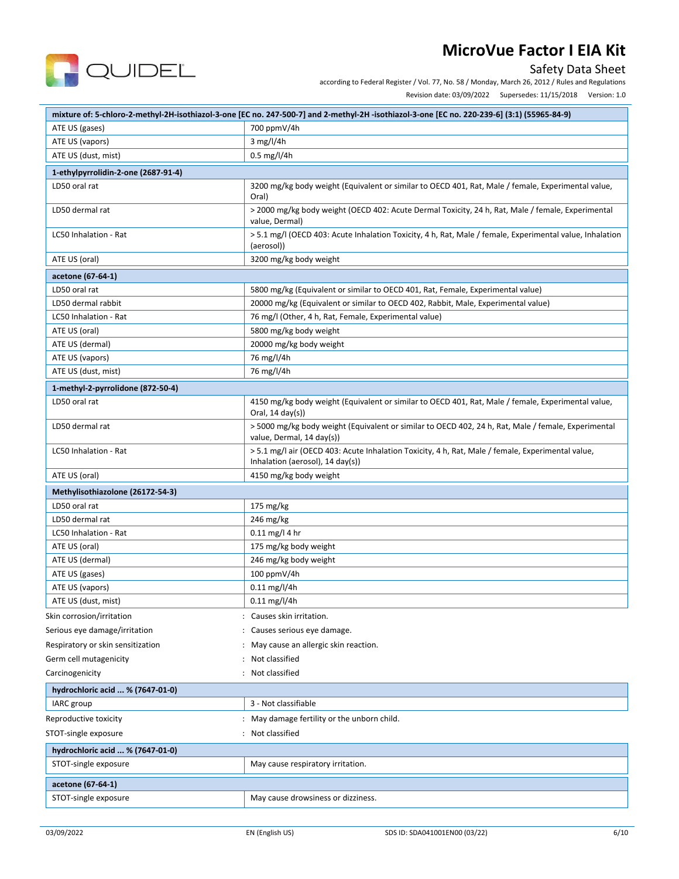| mixture of: 5-chloro-2-methyl-2H-isothiazol-3-one [EC no. 247-500-7] and 2-methyl-2H -isothiazol-3-one [EC no. 220-239-6] (3:1) (55965-84-9) | |
|---|---|
| ATE US (gases) | 700 ppmV/4h |
| ATE US (vapors) | 3 mg/l/4h |
| ATE US (dust, mist) | 0.5 mg/l/4h |

| 1-ethylpyrrolidin-2-one (2687-91-4) | |
|---|---|
| LD50 oral rat | 3200 mg/kg body weight (Equivalent or similar to OECD 401, Rat, Male / female, Experimental value, Oral) |
| LD50 dermal rat | > 2000 mg/kg body weight (OECD 402: Acute Dermal Toxicity, 24 h, Rat, Male / female, Experimental value, Dermal) |
| LC50 Inhalation - Rat | > 5.1 mg/l (OECD 403: Acute Inhalation Toxicity, 4 h, Rat, Male / female, Experimental value, Inhalation (aerosol)) |
| ATE US (oral) | 3200 mg/kg body weight |

| acetone (67-64-1) | |
|---|---|
| LD50 oral rat | 5800 mg/kg (Equivalent or similar to OECD 401, Rat, Female, Experimental value) |
| LD50 dermal rabbit | 20000 mg/kg (Equivalent or similar to OECD 402, Rabbit, Male, Experimental value) |
| LC50 Inhalation - Rat | 76 mg/l (Other, 4 h, Rat, Female, Experimental value) |
| ATE US (oral) | 5800 mg/kg body weight |
| ATE US (dermal) | 20000 mg/kg body weight |
| ATE US (vapors) | 76 mg/l/4h |
| ATE US (dust, mist) | 76 mg/l/4h |

| 1-methyl-2-pyrrolidone (872-50-4) | |
|---|---|
| LD50 oral rat | 4150 mg/kg body weight (Equivalent or similar to OECD 401, Rat, Male / female, Experimental value, Oral, 14 day(s)) |
| LD50 dermal rat | > 5000 mg/kg body weight (Equivalent or similar to OECD 402, 24 h, Rat, Male / female, Experimental value, Dermal, 14 day(s)) |
| LC50 Inhalation - Rat | > 5.1 mg/l air (OECD 403: Acute Inhalation Toxicity, 4 h, Rat, Male / female, Experimental value, Inhalation (aerosol), 14 day(s)) |
| ATE US (oral) | 4150 mg/kg body weight |

| Methylisothiazolone (26172-54-3) | |
|---|---|
| LD50 oral rat | 175 mg/kg |
| LD50 dermal rat | 246 mg/kg |
| LC50 Inhalation - Rat | 0.11 mg/l 4 hr |
| ATE US (oral) | 175 mg/kg body weight |
| ATE US (dermal) | 246 mg/kg body weight |
| ATE US (gases) | 100 ppmV/4h |
| ATE US (vapors) | 0.11 mg/l/4h |
| ATE US (dust, mist) | 0.11 mg/l/4h |

Skin corrosion/irritation : Causes skin irritation.

Serious eye damage/irritation : Causes serious eye damage.

Respiratory or skin sensitization : May cause an allergic skin reaction.

Germ cell mutagenicity : Not classified

Carcinogenicity : Not classified

| hydrochloric acid ... % (7647-01-0) | |
|---|---|
| IARC group | 3 - Not classifiable |

Reproductive toxicity : May damage fertility or the unborn child.

STOT-single exposure : Not classified

| hydrochloric acid ... % (7647-01-0) | |
|---|---|
| STOT-single exposure | May cause respiratory irritation. |

| acetone (67-64-1) | |
|---|---|
| STOT-single exposure | May cause drowsiness or dizziness. |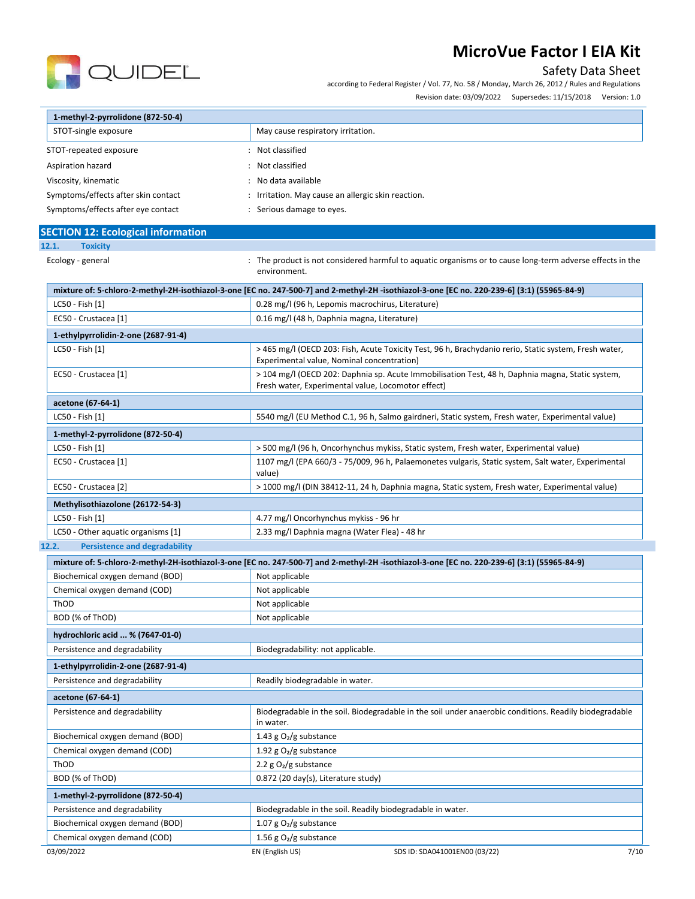| 1-methyl-2-pyrrolidone (872-50-4) | |
|---|---|
| STOT-single exposure | May cause respiratory irritation. |

STOT-repeated exposure : Not classified

Aspiration hazard : Not classified

Viscosity, kinematic : No data available

Symptoms/effects after skin contact : Irritation. May cause an allergic skin reaction.

Symptoms/effects after eye contact : Serious damage to eyes.

## SECTION 12: Ecological information

### 12.1. Toxicity

Ecology - general : The product is not considered harmful to aquatic organisms or to cause long-term adverse effects in the environment.

| mixture of: 5-chloro-2-methyl-2H-isothiazol-3-one [EC no. 247-500-7] and 2-methyl-2H -isothiazol-3-one [EC no. 220-239-6] (3:1) (55965-84-9) | |
|---|---|
| LC50 - Fish [1] | 0.28 mg/l (96 h, Lepomis macrochirus, Literature) |
| EC50 - Crustacea [1] | 0.16 mg/l (48 h, Daphnia magna, Literature) |
| **1-ethylpyrrolidin-2-one (2687-91-4)** | |
| LC50 - Fish [1] | > 465 mg/l (OECD 203: Fish, Acute Toxicity Test, 96 h, Brachydanio rerio, Static system, Fresh water, Experimental value, Nominal concentration) |
| EC50 - Crustacea [1] | > 104 mg/l (OECD 202: Daphnia sp. Acute Immobilisation Test, 48 h, Daphnia magna, Static system, Fresh water, Experimental value, Locomotor effect) |
| **acetone (67-64-1)** | |
| LC50 - Fish [1] | 5540 mg/l (EU Method C.1, 96 h, Salmo gairdneri, Static system, Fresh water, Experimental value) |
| **1-methyl-2-pyrrolidone (872-50-4)** | |
| LC50 - Fish [1] | > 500 mg/l (96 h, Oncorhynchus mykiss, Static system, Fresh water, Experimental value) |
| EC50 - Crustacea [1] | 1107 mg/l (EPA 660/3 - 75/009, 96 h, Palaemonetes vulgaris, Static system, Salt water, Experimental value) |
| EC50 - Crustacea [2] | > 1000 mg/l (DIN 38412-11, 24 h, Daphnia magna, Static system, Fresh water, Experimental value) |
| **Methylisothiazolone (26172-54-3)** | |
| LC50 - Fish [1] | 4.77 mg/l Oncorhynchus mykiss - 96 hr |
| LC50 - Other aquatic organisms [1] | 2.33 mg/l Daphnia magna (Water Flea) - 48 hr |

### 12.2. Persistence and degradability

| mixture of: 5-chloro-2-methyl-2H-isothiazol-3-one [EC no. 247-500-7] and 2-methyl-2H -isothiazol-3-one [EC no. 220-239-6] (3:1) (55965-84-9) | |
|---|---|
| Biochemical oxygen demand (BOD) | Not applicable |
| Chemical oxygen demand (COD) | Not applicable |
| ThOD | Not applicable |
| BOD (% of ThOD) | Not applicable |
| **hydrochloric acid ... % (7647-01-0)** | |
| Persistence and degradability | Biodegradability: not applicable. |
| **1-ethylpyrrolidin-2-one (2687-91-4)** | |
| Persistence and degradability | Readily biodegradable in water. |
| **acetone (67-64-1)** | |
| Persistence and degradability | Biodegradable in the soil. Biodegradable in the soil under anaerobic conditions. Readily biodegradable in water. |
| Biochemical oxygen demand (BOD) | 1.43 g $O_2$/g substance |
| Chemical oxygen demand (COD) | 1.92 g $O_2$/g substance |
| ThOD | 2.2 g $O_2$/g substance |
| BOD (% of ThOD) | 0.872 (20 day(s), Literature study) |
| **1-methyl-2-pyrrolidone (872-50-4)** | |
| Persistence and degradability | Biodegradable in the soil. Readily biodegradable in water. |
| Biochemical oxygen demand (BOD) | 1.07 g $O_2$/g substance |
| Chemical oxygen demand (COD) | 1.56 g $O_2$/g substance |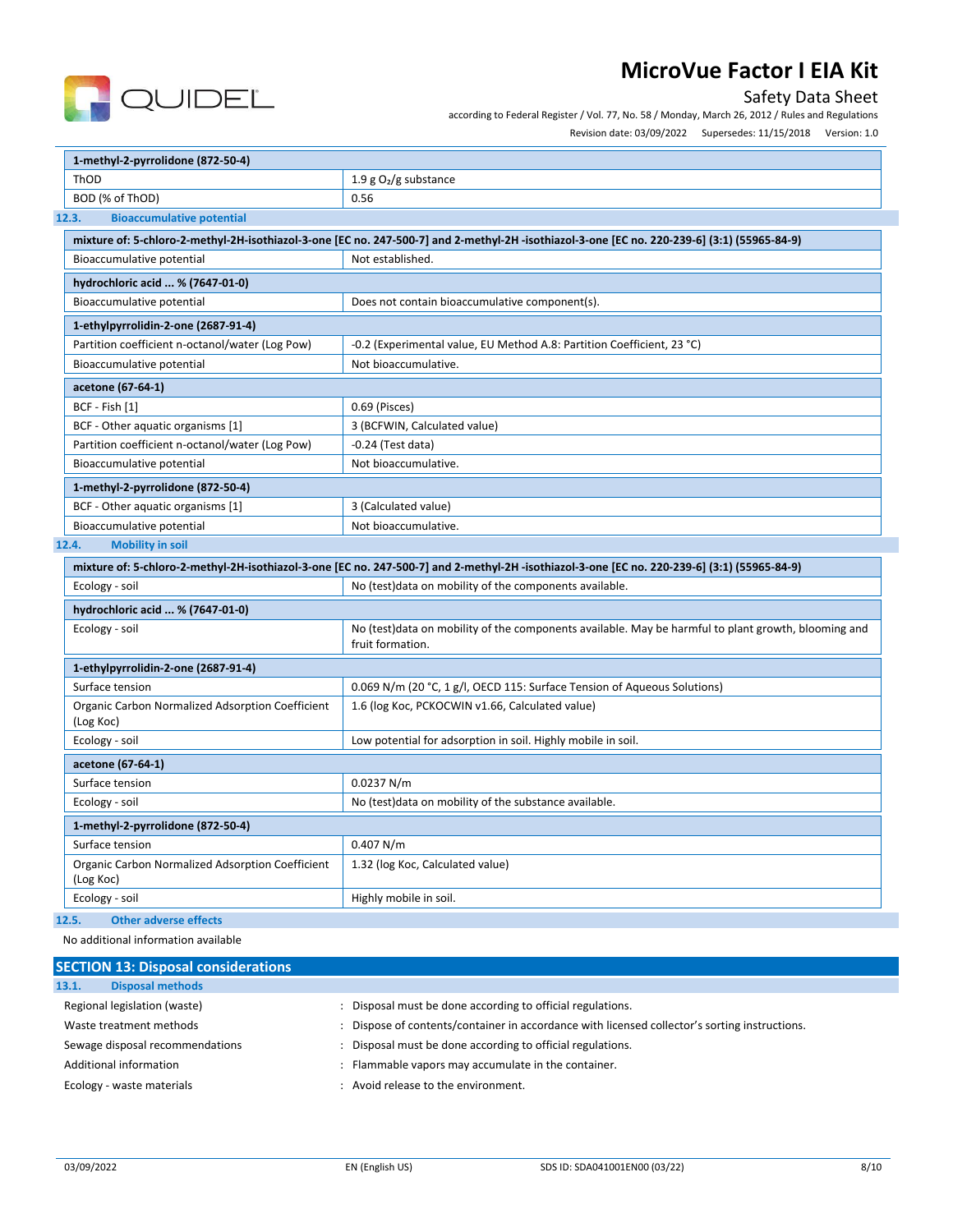| 1-methyl-2-pyrrolidone (872-50-4) | |
|---|---|
| ThOD | 1.9 g $O_2$/g substance |
| BOD (% of ThOD) | 0.56 |

### 12.3. Bioaccumulative potential

| mixture of: 5-chloro-2-methyl-2H-isothiazol-3-one [EC no. 247-500-7] and 2-methyl-2H -isothiazol-3-one [EC no. 220-239-6] (3:1) (55965-84-9) | |
|---|---|
| Bioaccumulative potential | Not established. |
| **hydrochloric acid ... % (7647-01-0)** | |
| Bioaccumulative potential | Does not contain bioaccumulative component(s). |
| **1-ethylpyrrolidin-2-one (2687-91-4)** | |
| Partition coefficient n-octanol/water (Log Pow) | -0.2 (Experimental value, EU Method A.8: Partition Coefficient, 23 °C) |
| Bioaccumulative potential | Not bioaccumulative. |
| **acetone (67-64-1)** | |
| BCF - Fish [1] | 0.69 (Pisces) |
| BCF - Other aquatic organisms [1] | 3 (BCFWIN, Calculated value) |
| Partition coefficient n-octanol/water (Log Pow) | -0.24 (Test data) |
| Bioaccumulative potential | Not bioaccumulative. |
| **1-methyl-2-pyrrolidone (872-50-4)** | |
| BCF - Other aquatic organisms [1] | 3 (Calculated value) |
| Bioaccumulative potential | Not bioaccumulative. |

### 12.4. Mobility in soil

| mixture of: 5-chloro-2-methyl-2H-isothiazol-3-one [EC no. 247-500-7] and 2-methyl-2H -isothiazol-3-one [EC no. 220-239-6] (3:1) (55965-84-9) | |
|---|---|
| Ecology - soil | No (test)data on mobility of the components available. |
| **hydrochloric acid ... % (7647-01-0)** | |
| Ecology - soil | No (test)data on mobility of the components available. May be harmful to plant growth, blooming and fruit formation. |
| **1-ethylpyrrolidin-2-one (2687-91-4)** | |
| Surface tension | 0.069 N/m (20 °C, 1 g/l, OECD 115: Surface Tension of Aqueous Solutions) |
| Organic Carbon Normalized Adsorption Coefficient (Log Koc) | 1.6 (log Koc, PCKOCWIN v1.66, Calculated value) |
| Ecology - soil | Low potential for adsorption in soil. Highly mobile in soil. |
| **acetone (67-64-1)** | |
| Surface tension | 0.0237 N/m |
| Ecology - soil | No (test)data on mobility of the substance available. |
| **1-methyl-2-pyrrolidone (872-50-4)** | |
| Surface tension | 0.407 N/m |
| Organic Carbon Normalized Adsorption Coefficient (Log Koc) | 1.32 (log Koc, Calculated value) |
| Ecology - soil | Highly mobile in soil. |

### 12.5. Other adverse effects

No additional information available

## SECTION 13: Disposal considerations

### 13.1. Disposal methods

Regional legislation (waste) : Disposal must be done according to official regulations.

Waste treatment methods : Dispose of contents/container in accordance with licensed collector's sorting instructions.

Sewage disposal recommendations : Disposal must be done according to official regulations.

Additional information : Flammable vapors may accumulate in the container.

Ecology - waste materials : Avoid release to the environment.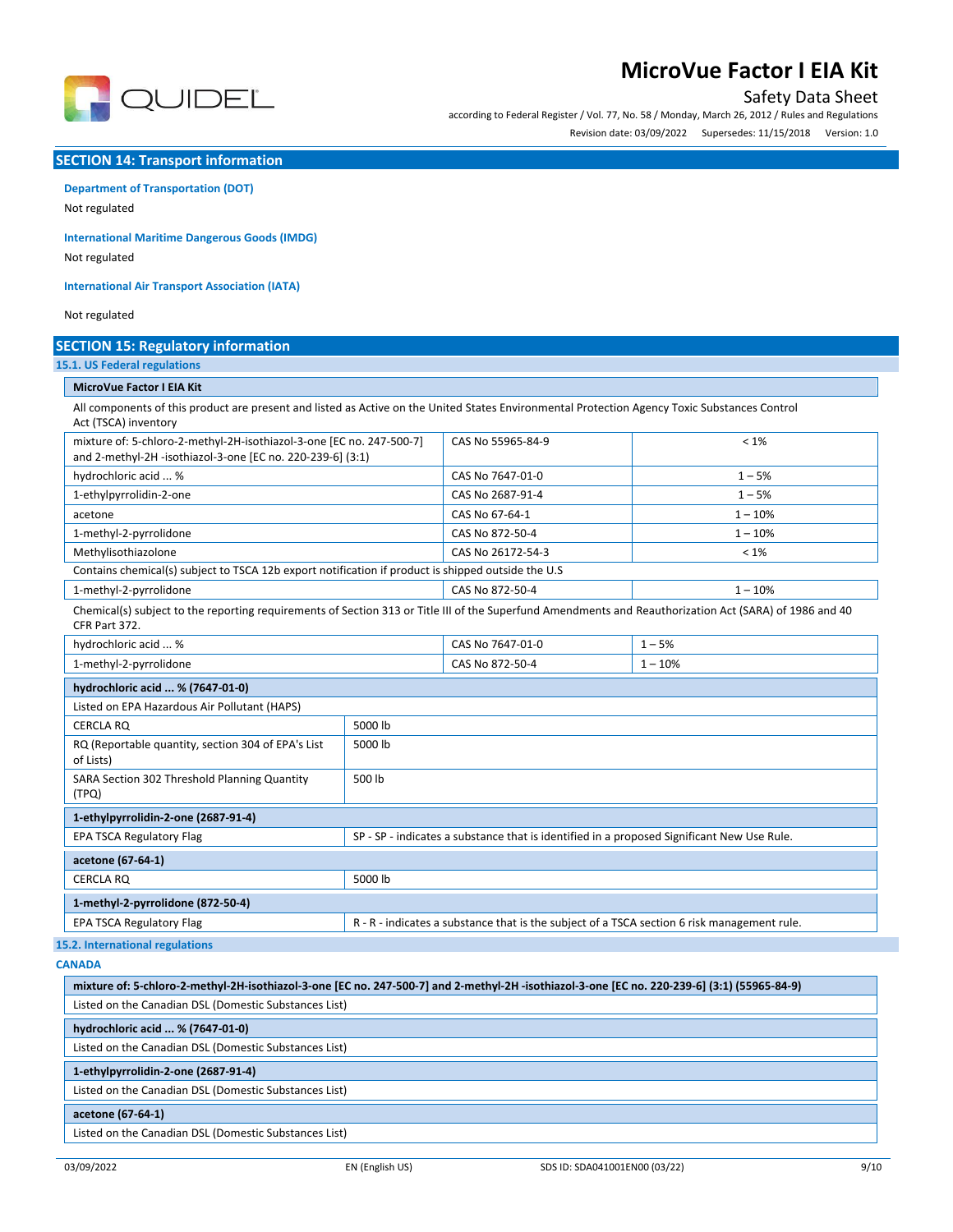## SECTION 14: Transport information

**Department of Transportation (DOT)**

Not regulated

**International Maritime Dangerous Goods (IMDG)**

Not regulated

**International Air Transport Association (IATA)**

Not regulated

## SECTION 15: Regulatory information

### 15.1. US Federal regulations

**MicroVue Factor I EIA Kit**

All components of this product are present and listed as Active on the United States Environmental Protection Agency Toxic Substances Control Act (TSCA) inventory

| | | |
|---|---|---|
| mixture of: 5-chloro-2-methyl-2H-isothiazol-3-one [EC no. 247-500-7] and 2-methyl-2H -isothiazol-3-one [EC no. 220-239-6] (3:1) | CAS No 55965-84-9 | < 1% |
| hydrochloric acid ... % | CAS No 7647-01-0 | 1 – 5% |
| 1-ethylpyrrolidin-2-one | CAS No 2687-91-4 | 1 – 5% |
| acetone | CAS No 67-64-1 | 1 – 10% |
| 1-methyl-2-pyrrolidone | CAS No 872-50-4 | 1 – 10% |
| Methylisothiazolone | CAS No 26172-54-3 | < 1% |

Contains chemical(s) subject to TSCA 12b export notification if product is shipped outside the U.S

| | | |
|---|---|---|
| 1-methyl-2-pyrrolidone | CAS No 872-50-4 | 1 – 10% |

Chemical(s) subject to the reporting requirements of Section 313 or Title III of the Superfund Amendments and Reauthorization Act (SARA) of 1986 and 40 CFR Part 372.

| | | |
|---|---|---|
| hydrochloric acid ... % | CAS No 7647-01-0 | 1 – 5% |
| 1-methyl-2-pyrrolidone | CAS No 872-50-4 | 1 – 10% |

**hydrochloric acid ... % (7647-01-0)**

Listed on EPA Hazardous Air Pollutant (HAPS)

| | |
|---|---|
| CERCLA RQ | 5000 lb |
| RQ (Reportable quantity, section 304 of EPA's List of Lists) | 5000 lb |
| SARA Section 302 Threshold Planning Quantity (TPQ) | 500 lb |

**1-ethylpyrrolidin-2-one (2687-91-4)**

| | |
|---|---|
| EPA TSCA Regulatory Flag | SP - SP - indicates a substance that is identified in a proposed Significant New Use Rule. |

**acetone (67-64-1)**

| | |
|---|---|
| CERCLA RQ | 5000 lb |

**1-methyl-2-pyrrolidone (872-50-4)**

| | |
|---|---|
| EPA TSCA Regulatory Flag | R - R - indicates a substance that is the subject of a TSCA section 6 risk management rule. |

### 15.2. International regulations

**CANADA**

**mixture of: 5-chloro-2-methyl-2H-isothiazol-3-one [EC no. 247-500-7] and 2-methyl-2H -isothiazol-3-one [EC no. 220-239-6] (3:1) (55965-84-9)**

Listed on the Canadian DSL (Domestic Substances List)

**hydrochloric acid ... % (7647-01-0)**

Listed on the Canadian DSL (Domestic Substances List)

**1-ethylpyrrolidin-2-one (2687-91-4)**

Listed on the Canadian DSL (Domestic Substances List)

**acetone (67-64-1)**

Listed on the Canadian DSL (Domestic Substances List)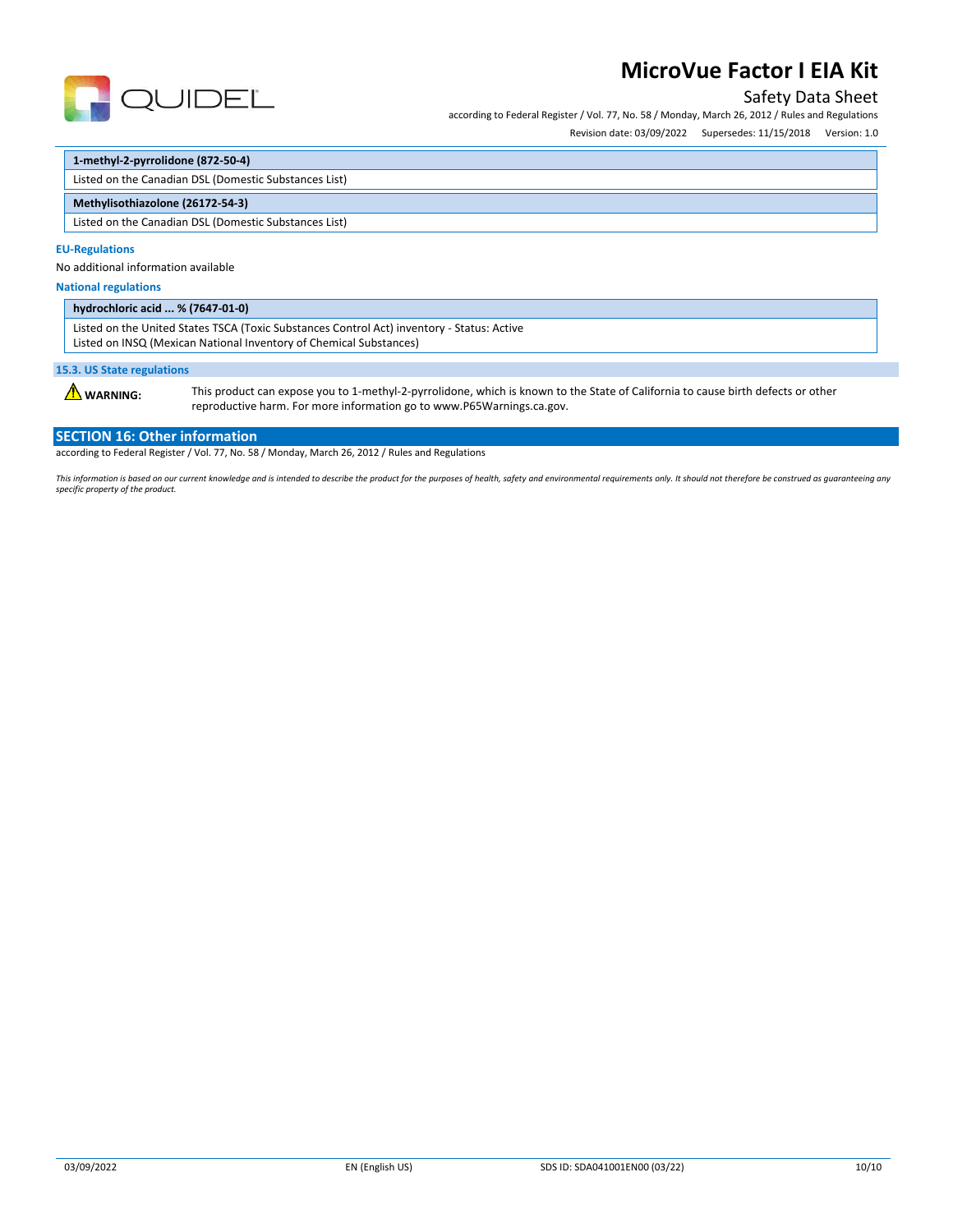| 1-methyl-2-pyrrolidone (872-50-4) |
| --- |
| Listed on the Canadian DSL (Domestic Substances List) |

| Methylisothiazolone (26172-54-3) |
| --- |
| Listed on the Canadian DSL (Domestic Substances List) |

**EU-Regulations**

No additional information available

**National regulations**

| hydrochloric acid ... % (7647-01-0) |
| --- |
| Listed on the United States TSCA (Toxic Substances Control Act) inventory - Status: Active<br>Listed on INSQ (Mexican National Inventory of Chemical Substances) |

### 15.3. US State regulations

**WARNING:** This product can expose you to 1-methyl-2-pyrrolidone, which is known to the State of California to cause birth defects or other reproductive harm. For more information go to www.P65Warnings.ca.gov.

## SECTION 16: Other information

according to Federal Register / Vol. 77, No. 58 / Monday, March 26, 2012 / Rules and Regulations

*This information is based on our current knowledge and is intended to describe the product for the purposes of health, safety and environmental requirements only. It should not therefore be construed as guaranteeing any specific property of the product.*